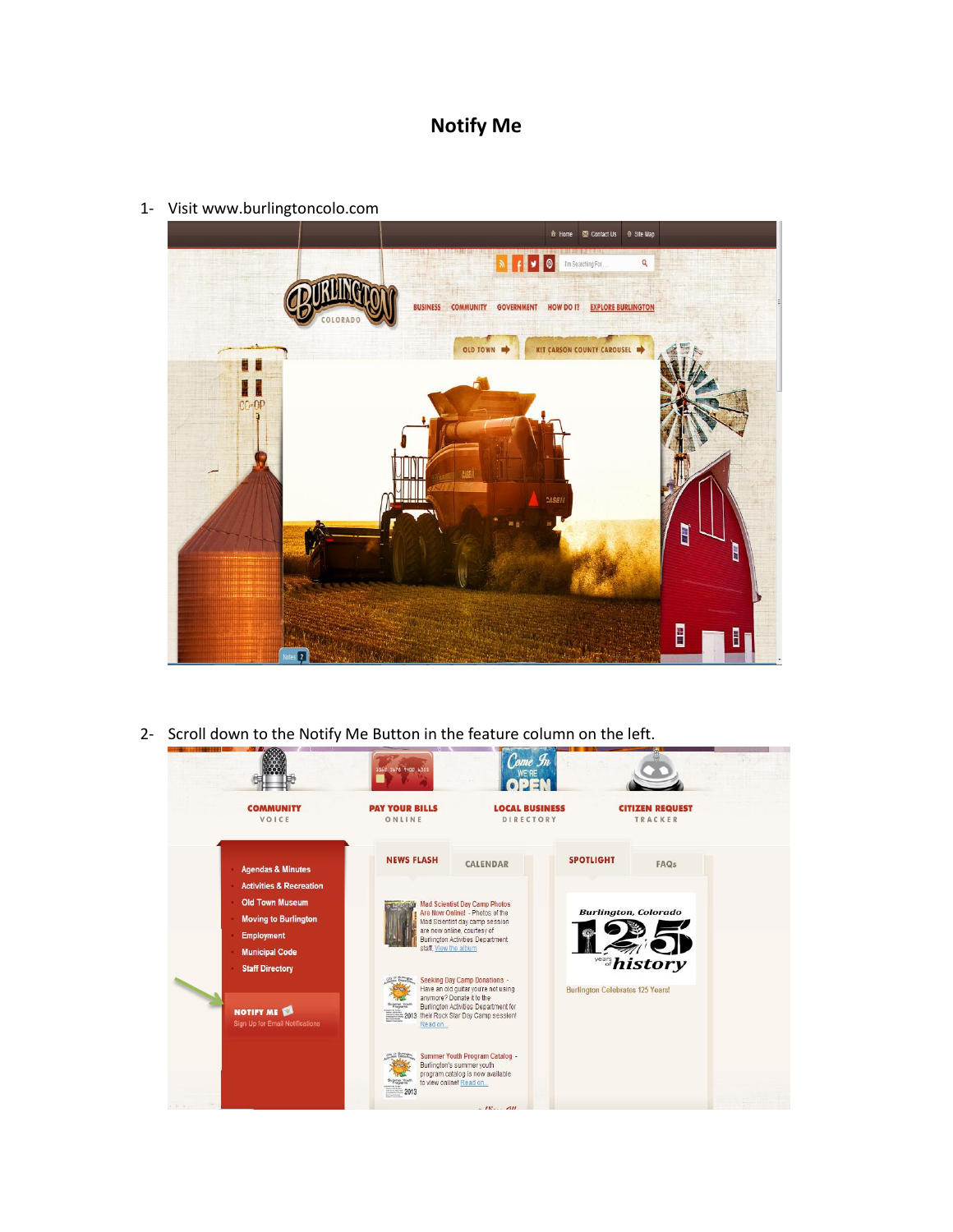# Notify Me

1- Visit www.burlingtoncolo.com

2- Scroll down to the Notify Me Button in the feature column on the left.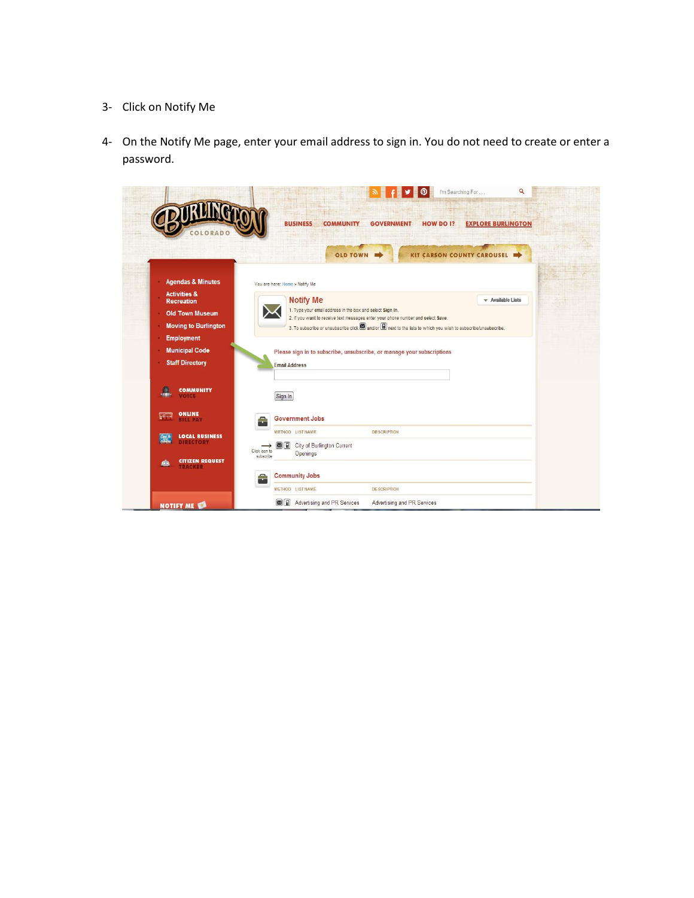3- Click on Notify Me

4- On the Notify Me page, enter your email address to sign in. You do not need to create or enter a password.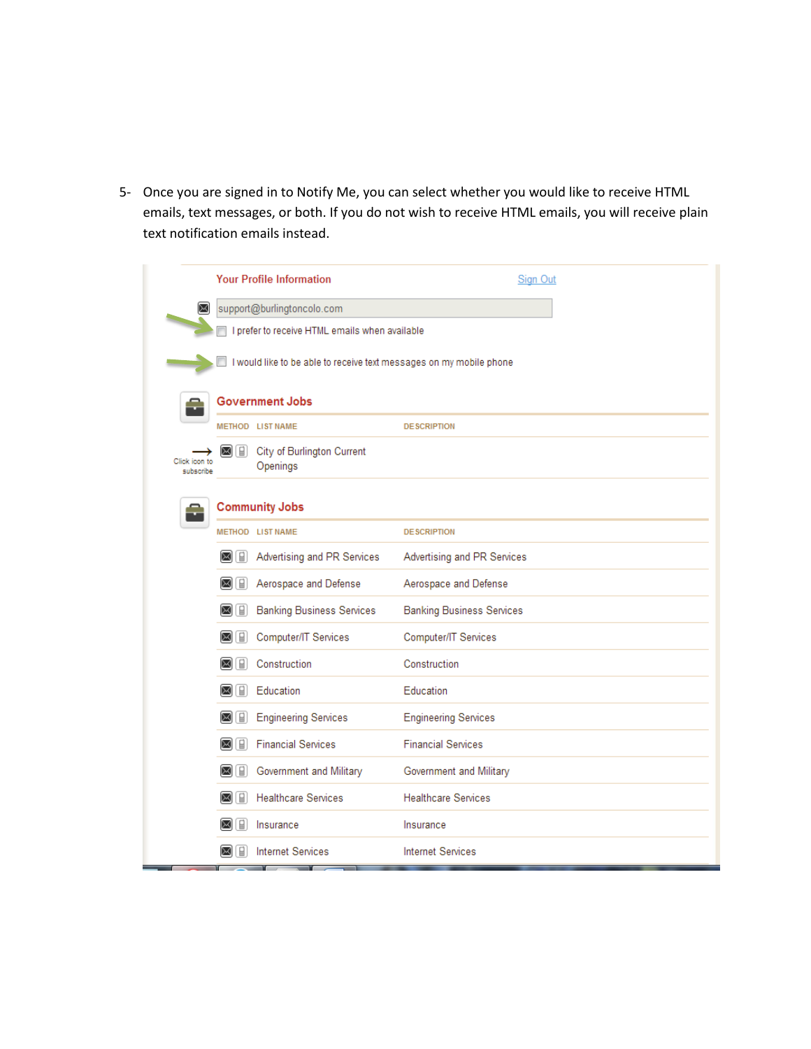5- Once you are signed in to Notify Me, you can select whether you would like to receive HTML emails, text messages, or both. If you do not wish to receive HTML emails, you will receive plain text notification emails instead.

**Your Profile Information** — Sign Out

support@burlingtoncolo.com

- [ ] I prefer to receive HTML emails when available
- [ ] I would like to be able to receive text messages on my mobile phone

**Government Jobs**

| METHOD | LIST NAME | DESCRIPTION |
|---|---|---|
| Click icon to subscribe | City of Burlington Current Openings | |

**Community Jobs**

| METHOD | LIST NAME | DESCRIPTION |
|---|---|---|
| | Advertising and PR Services | Advertising and PR Services |
| | Aerospace and Defense | Aerospace and Defense |
| | Banking Business Services | Banking Business Services |
| | Computer/IT Services | Computer/IT Services |
| | Construction | Construction |
| | Education | Education |
| | Engineering Services | Engineering Services |
| | Financial Services | Financial Services |
| | Government and Military | Government and Military |
| | Healthcare Services | Healthcare Services |
| | Insurance | Insurance |
| | Internet Services | Internet Services |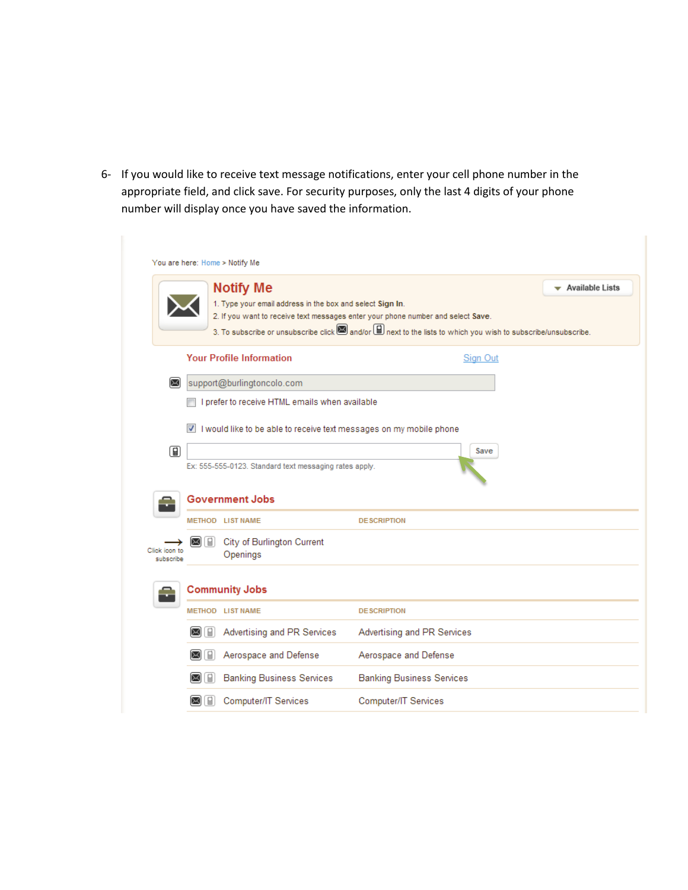6- If you would like to receive text message notifications, enter your cell phone number in the appropriate field, and click save. For security purposes, only the last 4 digits of your phone number will display once you have saved the information.

You are here: Home > Notify Me

## Notify Me

Available Lists

1. Type your email address in the box and select **Sign In**.
2. If you want to receive text messages enter your phone number and select **Save**.
3. To subscribe or unsubscribe click and/or next to the lists to which you wish to subscribe/unsubscribe.

**Your Profile Information** Sign Out

support@burlingtoncolo.com

I prefer to receive HTML emails when available

I would like to be able to receive text messages on my mobile phone

Save

Ex: 555-555-0123. Standard text messaging rates apply.

### Government Jobs

Click icon to subscribe

| METHOD | LIST NAME | DESCRIPTION |
|---|---|---|
| | City of Burlington Current Openings | |

### Community Jobs

| METHOD | LIST NAME | DESCRIPTION |
|---|---|---|
| | Advertising and PR Services | Advertising and PR Services |
| | Aerospace and Defense | Aerospace and Defense |
| | Banking Business Services | Banking Business Services |
| | Computer/IT Services | Computer/IT Services |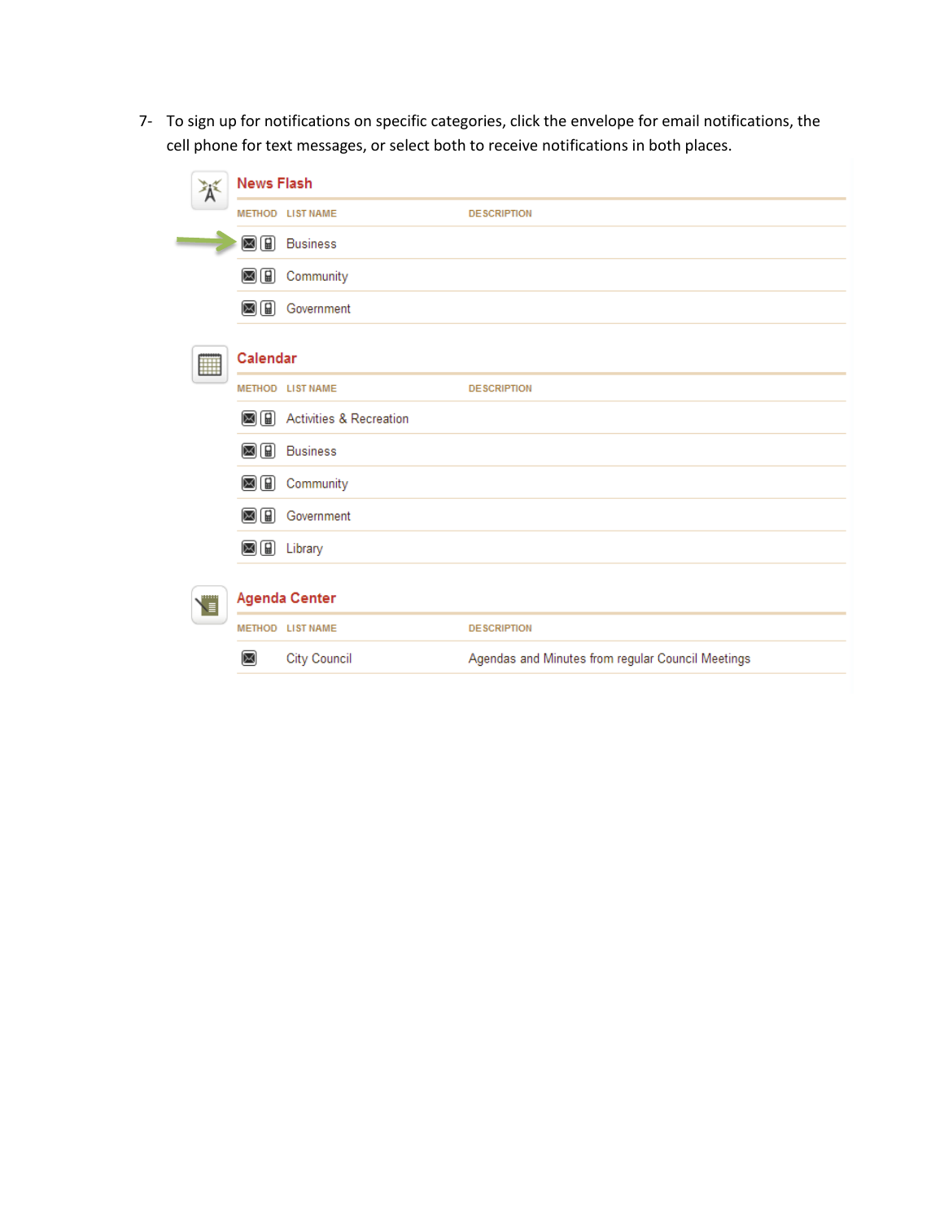7- To sign up for notifications on specific categories, click the envelope for email notifications, the cell phone for text messages, or select both to receive notifications in both places.

## News Flash

| METHOD | LIST NAME | DESCRIPTION |
|---|---|---|
| | Business | |
| | Community | |
| | Government | |

## Calendar

| METHOD | LIST NAME | DESCRIPTION |
|---|---|---|
| | Activities & Recreation | |
| | Business | |
| | Community | |
| | Government | |
| | Library | |

## Agenda Center

| METHOD | LIST NAME | DESCRIPTION |
|---|---|---|
| | City Council | Agendas and Minutes from regular Council Meetings |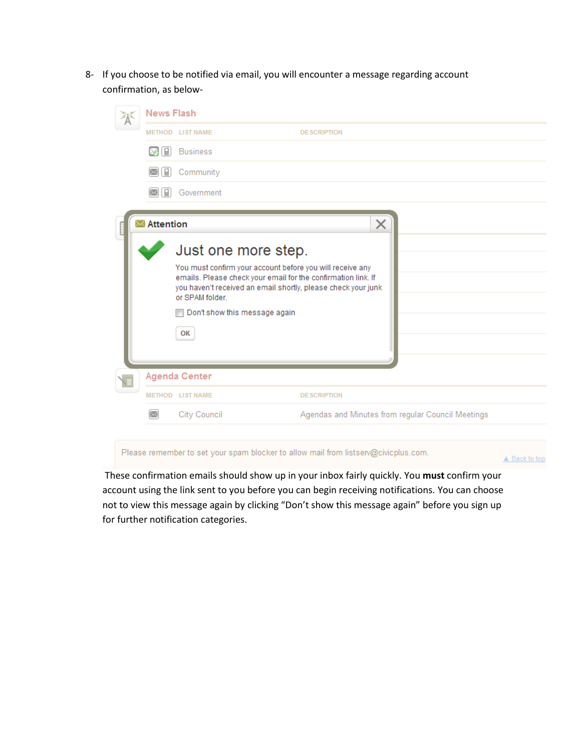8- If you choose to be notified via email, you will encounter a message regarding account confirmation, as below-

News Flash

| METHOD | LIST NAME | DESCRIPTION |
| --- | --- | --- |
| | Business | |
| | Community | |
| | Government | |

**Attention**

Just one more step.

You must confirm your account before you will receive any emails. Please check your email for the confirmation link. If you haven't received an email shortly, please check your junk or SPAM folder.

Don't show this message again

OK

Agenda Center

| METHOD | LIST NAME | DESCRIPTION |
| --- | --- | --- |
| | City Council | Agendas and Minutes from regular Council Meetings |

Please remember to set your spam blocker to allow mail from listserv@civicplus.com.

▲ Back to top

These confirmation emails should show up in your inbox fairly quickly. You **must** confirm your account using the link sent to you before you can begin receiving notifications. You can choose not to view this message again by clicking "Don't show this message again" before you sign up for further notification categories.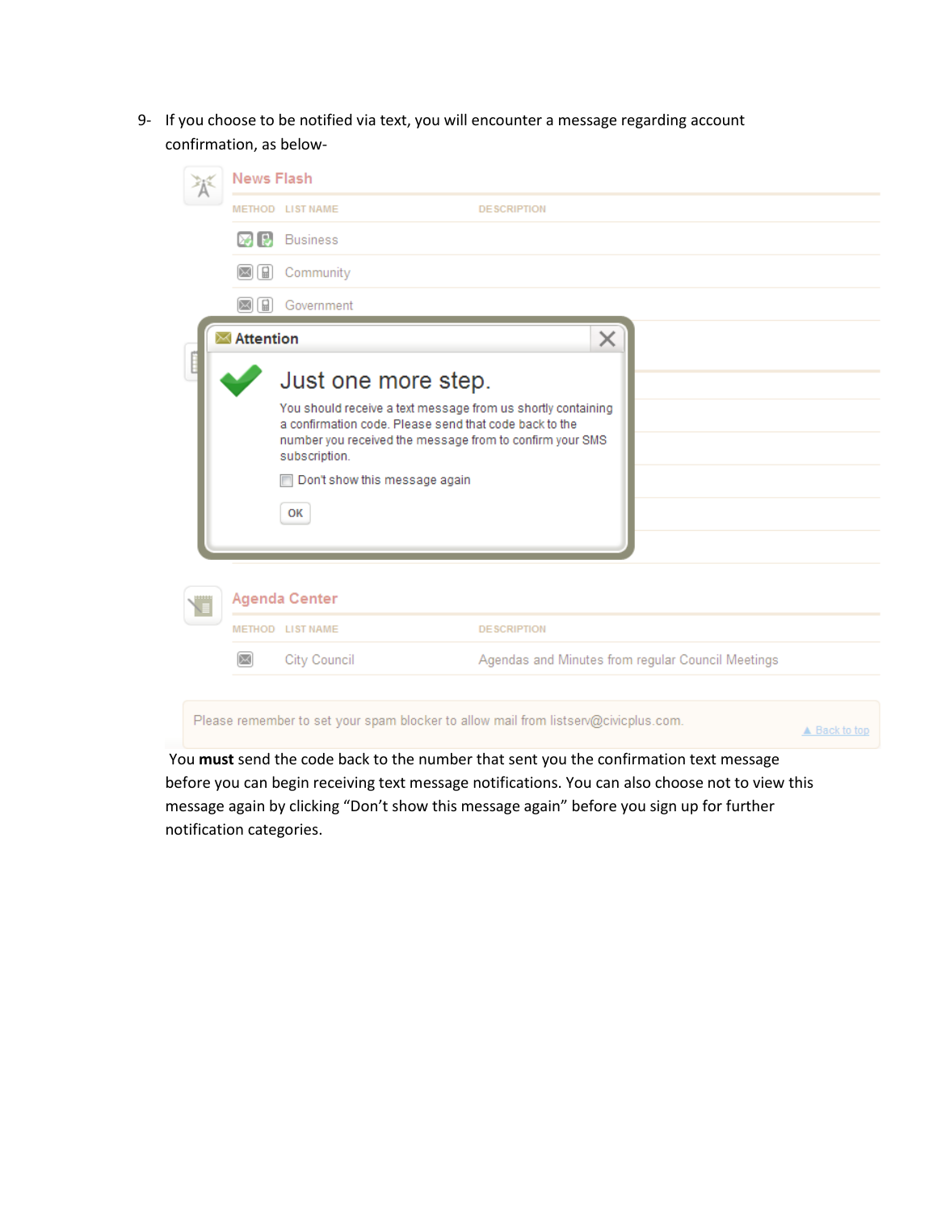9- If you choose to be notified via text, you will encounter a message regarding account confirmation, as below-

**News Flash**

| METHOD | LIST NAME | DESCRIPTION |
|---|---|---|
| | Business | |
| | Community | |
| | Government | |

**Attention**

**Just one more step.**

You should receive a text message from us shortly containing a confirmation code. Please send that code back to the number you received the message from to confirm your SMS subscription.

☐ Don't show this message again

OK

**Agenda Center**

| METHOD | LIST NAME | DESCRIPTION |
|---|---|---|
| | City Council | Agendas and Minutes from regular Council Meetings |

Please remember to set your spam blocker to allow mail from listserv@civicplus.com.

▲ Back to top

You **must** send the code back to the number that sent you the confirmation text message before you can begin receiving text message notifications. You can also choose not to view this message again by clicking "Don't show this message again" before you sign up for further notification categories.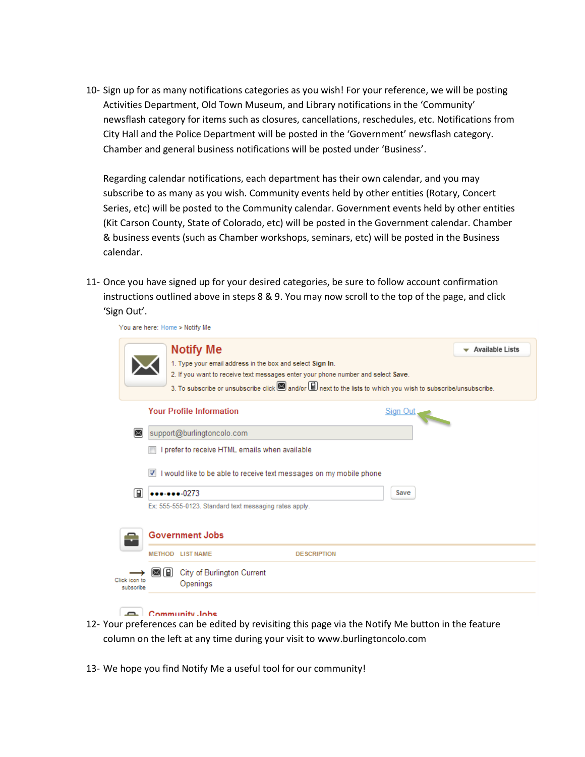10- Sign up for as many notifications categories as you wish! For your reference, we will be posting Activities Department, Old Town Museum, and Library notifications in the 'Community' newsflash category for items such as closures, cancellations, reschedules, etc. Notifications from City Hall and the Police Department will be posted in the 'Government' newsflash category. Chamber and general business notifications will be posted under 'Business'.

    Regarding calendar notifications, each department has their own calendar, and you may subscribe to as many as you wish. Community events held by other entities (Rotary, Concert Series, etc) will be posted to the Community calendar. Government events held by other entities (Kit Carson County, State of Colorado, etc) will be posted in the Government calendar. Chamber & business events (such as Chamber workshops, seminars, etc) will be posted in the Business calendar.

11- Once you have signed up for your desired categories, be sure to follow account confirmation instructions outlined above in steps 8 & 9. You may now scroll to the top of the page, and click 'Sign Out'.

You are here: Home > Notify Me

Notify Me

Available Lists

1. Type your email address in the box and select Sign In.
2. If you want to receive text messages enter your phone number and select Save.
3. To subscribe or unsubscribe click and/or next to the lists to which you wish to subscribe/unsubscribe.

Your Profile Information

Sign Out

support@burlingtoncolo.com

I prefer to receive HTML emails when available

I would like to be able to receive text messages on my mobile phone

•••-•••-0273

Save

Ex: 555-555-0123. Standard text messaging rates apply.

Government Jobs

| METHOD | LIST NAME | DESCRIPTION |
|---|---|---|
| | City of Burlington Current Openings | |

Click icon to subscribe

Community Jobs

12- Your preferences can be edited by revisiting this page via the Notify Me button in the feature column on the left at any time during your visit to www.burlingtoncolo.com

13- We hope you find Notify Me a useful tool for our community!